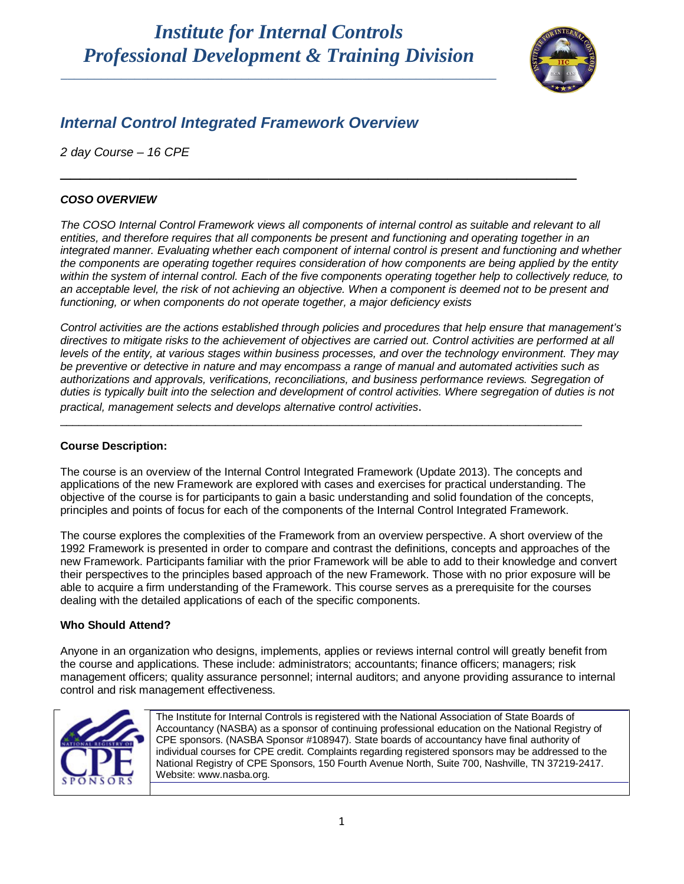# *Institute for Internal Controls*
# *Professional Development & Training Division*

## *Internal Control Integrated Framework Overview*

*2 day Course – 16 CPE*

---

***COSO OVERVIEW***

*The COSO Internal Control Framework views all components of internal control as suitable and relevant to all entities, and therefore requires that all components be present and functioning and operating together in an integrated manner. Evaluating whether each component of internal control is present and functioning and whether the components are operating together requires consideration of how components are being applied by the entity within the system of internal control. Each of the five components operating together help to collectively reduce, to an acceptable level, the risk of not achieving an objective. When a component is deemed not to be present and functioning, or when components do not operate together, a major deficiency exists*

*Control activities are the actions established through policies and procedures that help ensure that management's directives to mitigate risks to the achievement of objectives are carried out. Control activities are performed at all levels of the entity, at various stages within business processes, and over the technology environment. They may be preventive or detective in nature and may encompass a range of manual and automated activities such as authorizations and approvals, verifications, reconciliations, and business performance reviews. Segregation of duties is typically built into the selection and development of control activities. Where segregation of duties is not practical, management selects and develops alternative control activities.*

---

**Course Description:**

The course is an overview of the Internal Control Integrated Framework (Update 2013). The concepts and applications of the new Framework are explored with cases and exercises for practical understanding. The objective of the course is for participants to gain a basic understanding and solid foundation of the concepts, principles and points of focus for each of the components of the Internal Control Integrated Framework.

The course explores the complexities of the Framework from an overview perspective. A short overview of the 1992 Framework is presented in order to compare and contrast the definitions, concepts and approaches of the new Framework. Participants familiar with the prior Framework will be able to add to their knowledge and convert their perspectives to the principles based approach of the new Framework. Those with no prior exposure will be able to acquire a firm understanding of the Framework. This course serves as a prerequisite for the courses dealing with the detailed applications of each of the specific components.

**Who Should Attend?**

Anyone in an organization who designs, implements, applies or reviews internal control will greatly benefit from the course and applications. These include: administrators; accountants; finance officers; managers; risk management officers; quality assurance personnel; internal auditors; and anyone providing assurance to internal control and risk management effectiveness.

The Institute for Internal Controls is registered with the National Association of State Boards of Accountancy (NASBA) as a sponsor of continuing professional education on the National Registry of CPE sponsors. (NASBA Sponsor #108947). State boards of accountancy have final authority of individual courses for CPE credit. Complaints regarding registered sponsors may be addressed to the National Registry of CPE Sponsors, 150 Fourth Avenue North, Suite 700, Nashville, TN 37219-2417. Website: www.nasba.org.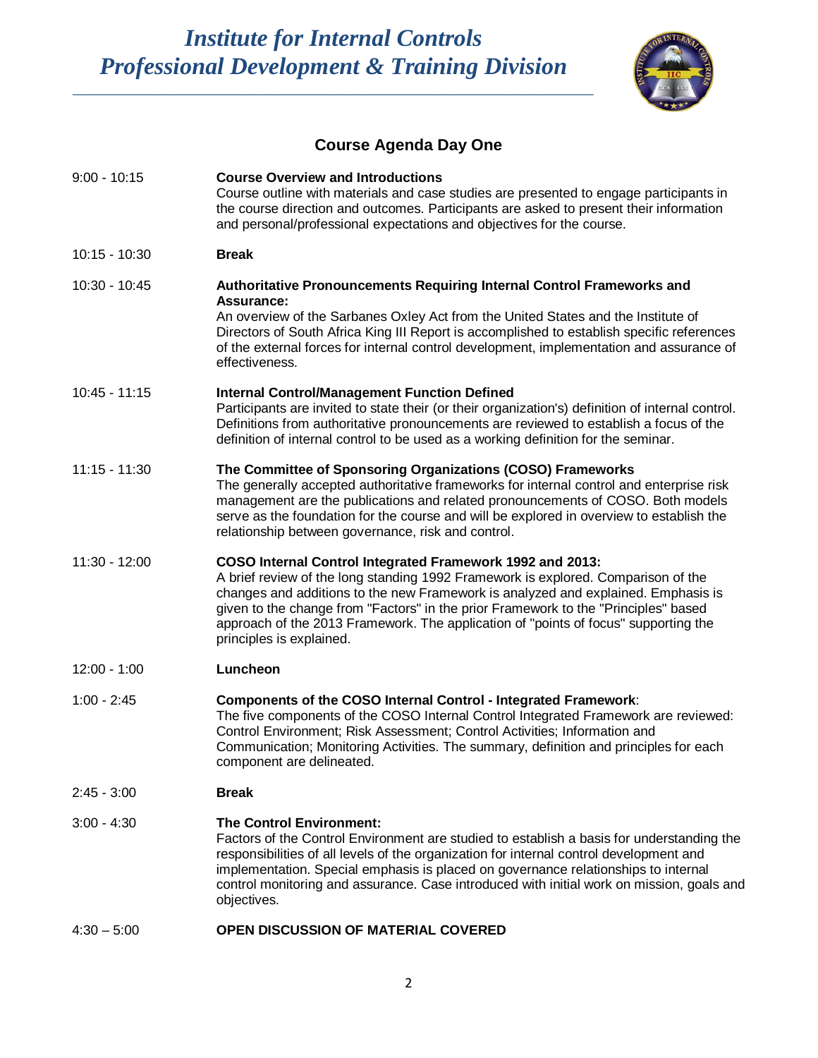# Institute for Internal Controls
## Professional Development & Training Division

### Course Agenda Day One

9:00 - 10:15 **Course Overview and Introductions**
Course outline with materials and case studies are presented to engage participants in the course direction and outcomes. Participants are asked to present their information and personal/professional expectations and objectives for the course.

10:15 - 10:30 **Break**

10:30 - 10:45 **Authoritative Pronouncements Requiring Internal Control Frameworks and Assurance:**
An overview of the Sarbanes Oxley Act from the United States and the Institute of Directors of South Africa King III Report is accomplished to establish specific references of the external forces for internal control development, implementation and assurance of effectiveness.

10:45 - 11:15 **Internal Control/Management Function Defined**
Participants are invited to state their (or their organization's) definition of internal control. Definitions from authoritative pronouncements are reviewed to establish a focus of the definition of internal control to be used as a working definition for the seminar.

11:15 - 11:30 **The Committee of Sponsoring Organizations (COSO) Frameworks**
The generally accepted authoritative frameworks for internal control and enterprise risk management are the publications and related pronouncements of COSO. Both models serve as the foundation for the course and will be explored in overview to establish the relationship between governance, risk and control.

11:30 - 12:00 **COSO Internal Control Integrated Framework 1992 and 2013:**
A brief review of the long standing 1992 Framework is explored. Comparison of the changes and additions to the new Framework is analyzed and explained. Emphasis is given to the change from "Factors" in the prior Framework to the "Principles" based approach of the 2013 Framework. The application of "points of focus" supporting the principles is explained.

12:00 - 1:00 **Luncheon**

1:00 - 2:45 **Components of the COSO Internal Control - Integrated Framework**:
The five components of the COSO Internal Control Integrated Framework are reviewed: Control Environment; Risk Assessment; Control Activities; Information and Communication; Monitoring Activities. The summary, definition and principles for each component are delineated.

2:45 - 3:00 **Break**

3:00 - 4:30 **The Control Environment:**
Factors of the Control Environment are studied to establish a basis for understanding the responsibilities of all levels of the organization for internal control development and implementation. Special emphasis is placed on governance relationships to internal control monitoring and assurance. Case introduced with initial work on mission, goals and objectives.

4:30 – 5:00 **OPEN DISCUSSION OF MATERIAL COVERED**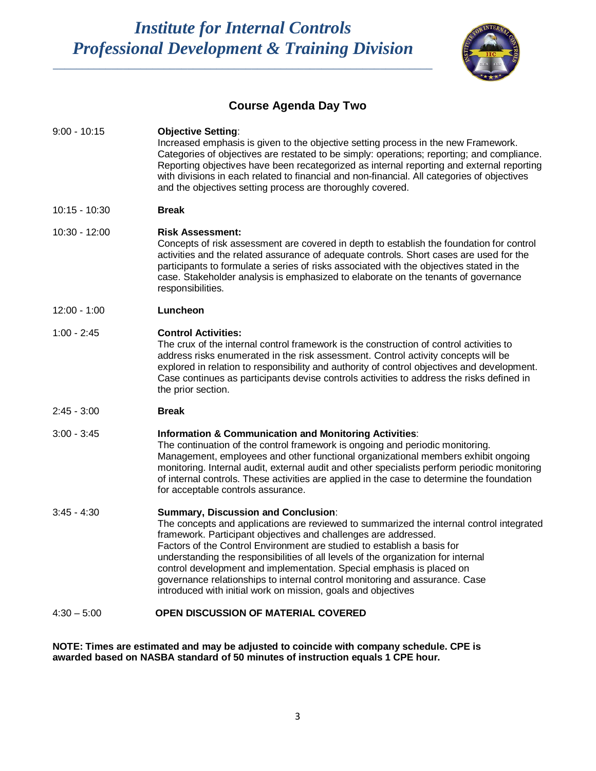# Institute for Internal Controls
# Professional Development & Training Division

## Course Agenda Day Two

| | | |
|---|---|---|
| 9:00 - 10:15 | **Objective Setting**:<br>Increased emphasis is given to the objective setting process in the new Framework. Categories of objectives are restated to be simply: operations; reporting; and compliance. Reporting objectives have been recategorized as internal reporting and external reporting with divisions in each related to financial and non-financial. All categories of objectives and the objectives setting process are thoroughly covered. |
| 10:15 - 10:30 | **Break** |
| 10:30 - 12:00 | **Risk Assessment:**<br>Concepts of risk assessment are covered in depth to establish the foundation for control activities and the related assurance of adequate controls. Short cases are used for the participants to formulate a series of risks associated with the objectives stated in the case. Stakeholder analysis is emphasized to elaborate on the tenants of governance responsibilities. |
| 12:00 - 1:00 | **Luncheon** |
| 1:00 - 2:45 | **Control Activities:**<br>The crux of the internal control framework is the construction of control activities to address risks enumerated in the risk assessment. Control activity concepts will be explored in relation to responsibility and authority of control objectives and development. Case continues as participants devise controls activities to address the risks defined in the prior section. |
| 2:45 - 3:00 | **Break** |
| 3:00 - 3:45 | **Information & Communication and Monitoring Activities**:<br>The continuation of the control framework is ongoing and periodic monitoring. Management, employees and other functional organizational members exhibit ongoing monitoring. Internal audit, external audit and other specialists perform periodic monitoring of internal controls. These activities are applied in the case to determine the foundation for acceptable controls assurance. |
| 3:45 - 4:30 | **Summary, Discussion and Conclusion**:<br>The concepts and applications are reviewed to summarized the internal control integrated framework. Participant objectives and challenges are addressed.<br>Factors of the Control Environment are studied to establish a basis for understanding the responsibilities of all levels of the organization for internal control development and implementation. Special emphasis is placed on governance relationships to internal control monitoring and assurance. Case introduced with initial work on mission, goals and objectives |
| 4:30 – 5:00 | **OPEN DISCUSSION OF MATERIAL COVERED** |

**NOTE: Times are estimated and may be adjusted to coincide with company schedule. CPE is awarded based on NASBA standard of 50 minutes of instruction equals 1 CPE hour.**